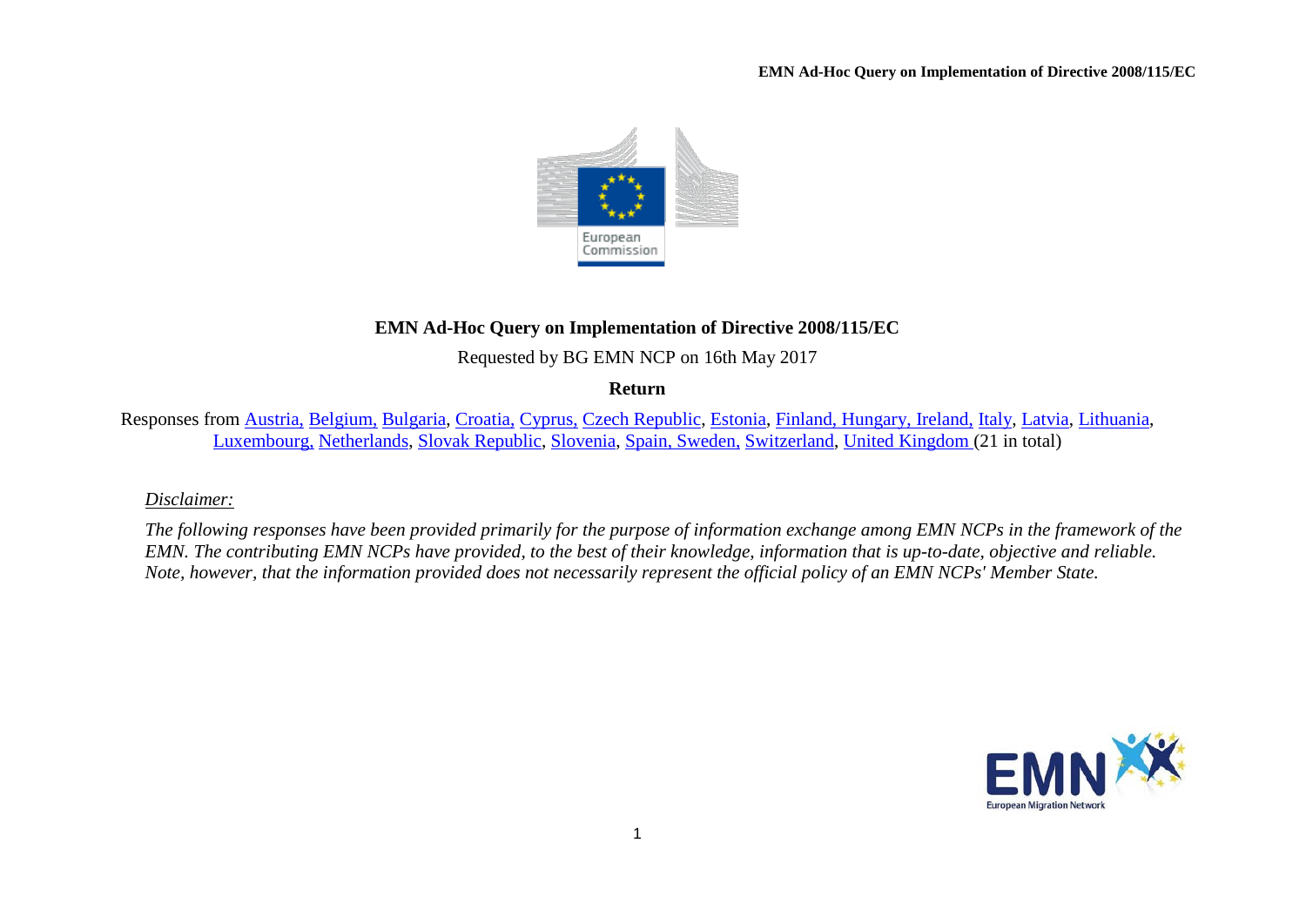# EMN Ad-Hoc Query on Implementation of Directive 2008/115/EC

Requested by BG EMN NCP on 16th May 2017

**Return**

Responses from Austria, Belgium, Bulgaria, Croatia, Cyprus, Czech Republic, Estonia, Finland, Hungary, Ireland, Italy, Latvia, Lithuania, Luxembourg, Netherlands, Slovak Republic, Slovenia, Spain, Sweden, Switzerland, United Kingdom (21 in total)

*Disclaimer:*

*The following responses have been provided primarily for the purpose of information exchange among EMN NCPs in the framework of the EMN. The contributing EMN NCPs have provided, to the best of their knowledge, information that is up-to-date, objective and reliable. Note, however, that the information provided does not necessarily represent the official policy of an EMN NCPs' Member State.*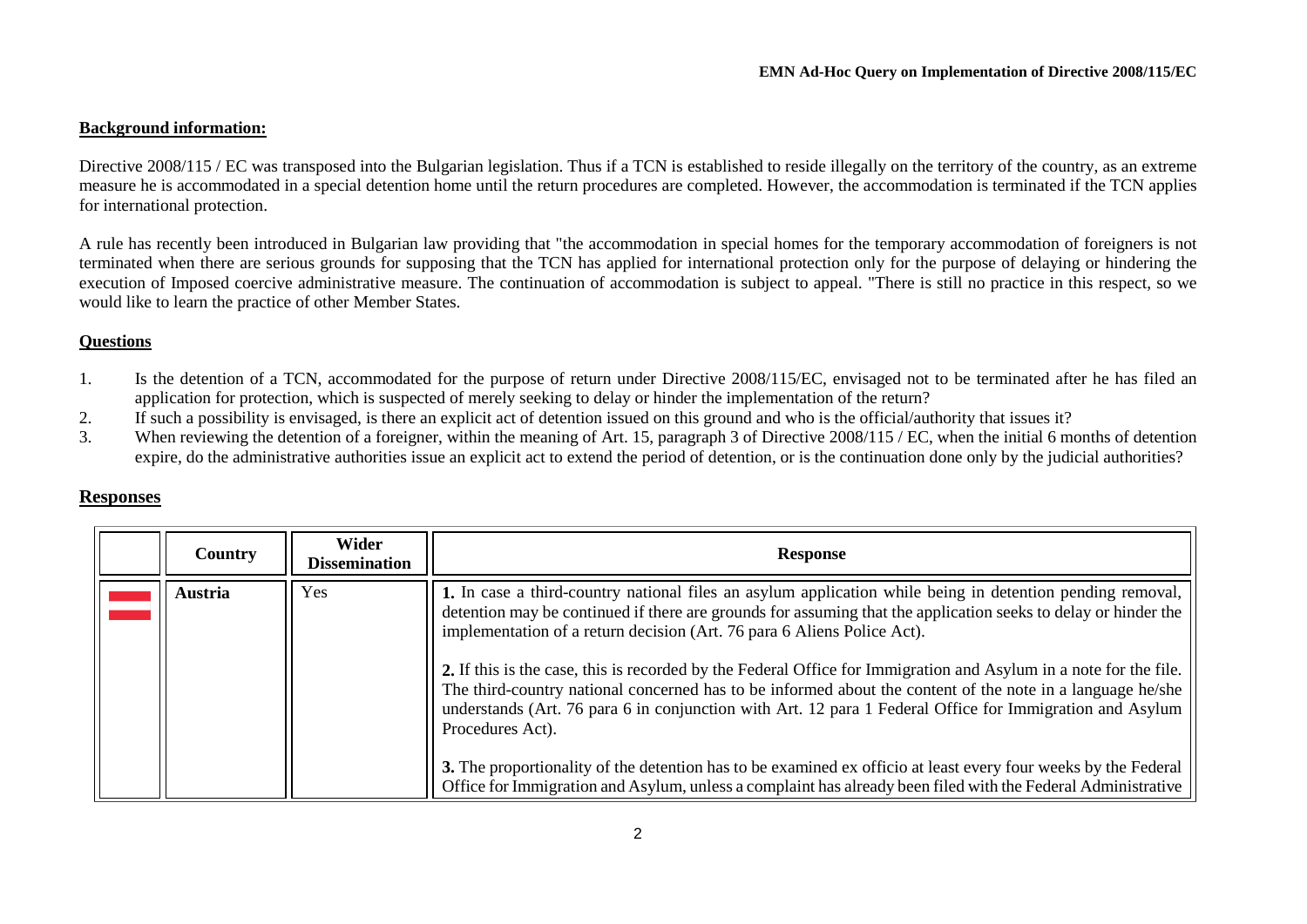**Background information:**

Directive 2008/115 / EC was transposed into the Bulgarian legislation. Thus if a TCN is established to reside illegally on the territory of the country, as an extreme measure he is accommodated in a special detention home until the return procedures are completed. However, the accommodation is terminated if the TCN applies for international protection.

A rule has recently been introduced in Bulgarian law providing that "the accommodation in special homes for the temporary accommodation of foreigners is not terminated when there are serious grounds for supposing that the TCN has applied for international protection only for the purpose of delaying or hindering the execution of Imposed coercive administrative measure. The continuation of accommodation is subject to appeal. "There is still no practice in this respect, so we would like to learn the practice of other Member States.

**Questions**

1. Is the detention of a TCN, accommodated for the purpose of return under Directive 2008/115/EC, envisaged not to be terminated after he has filed an application for protection, which is suspected of merely seeking to delay or hinder the implementation of the return?
2. If such a possibility is envisaged, is there an explicit act of detention issued on this ground and who is the official/authority that issues it?
3. When reviewing the detention of a foreigner, within the meaning of Art. 15, paragraph 3 of Directive 2008/115 / EC, when the initial 6 months of detention expire, do the administrative authorities issue an explicit act to extend the period of detention, or is the continuation done only by the judicial authorities?

## Responses

| | Country | Wider Dissemination | Response |
|---|---|---|---|
| | **Austria** | Yes | **1.** In case a third-country national files an asylum application while being in detention pending removal, detention may be continued if there are grounds for assuming that the application seeks to delay or hinder the implementation of a return decision (Art. 76 para 6 Aliens Police Act).<br><br>**2.** If this is the case, this is recorded by the Federal Office for Immigration and Asylum in a note for the file. The third-country national concerned has to be informed about the content of the note in a language he/she understands (Art. 76 para 6 in conjunction with Art. 12 para 1 Federal Office for Immigration and Asylum Procedures Act).<br><br>**3.** The proportionality of the detention has to be examined ex officio at least every four weeks by the Federal Office for Immigration and Asylum, unless a complaint has already been filed with the Federal Administrative |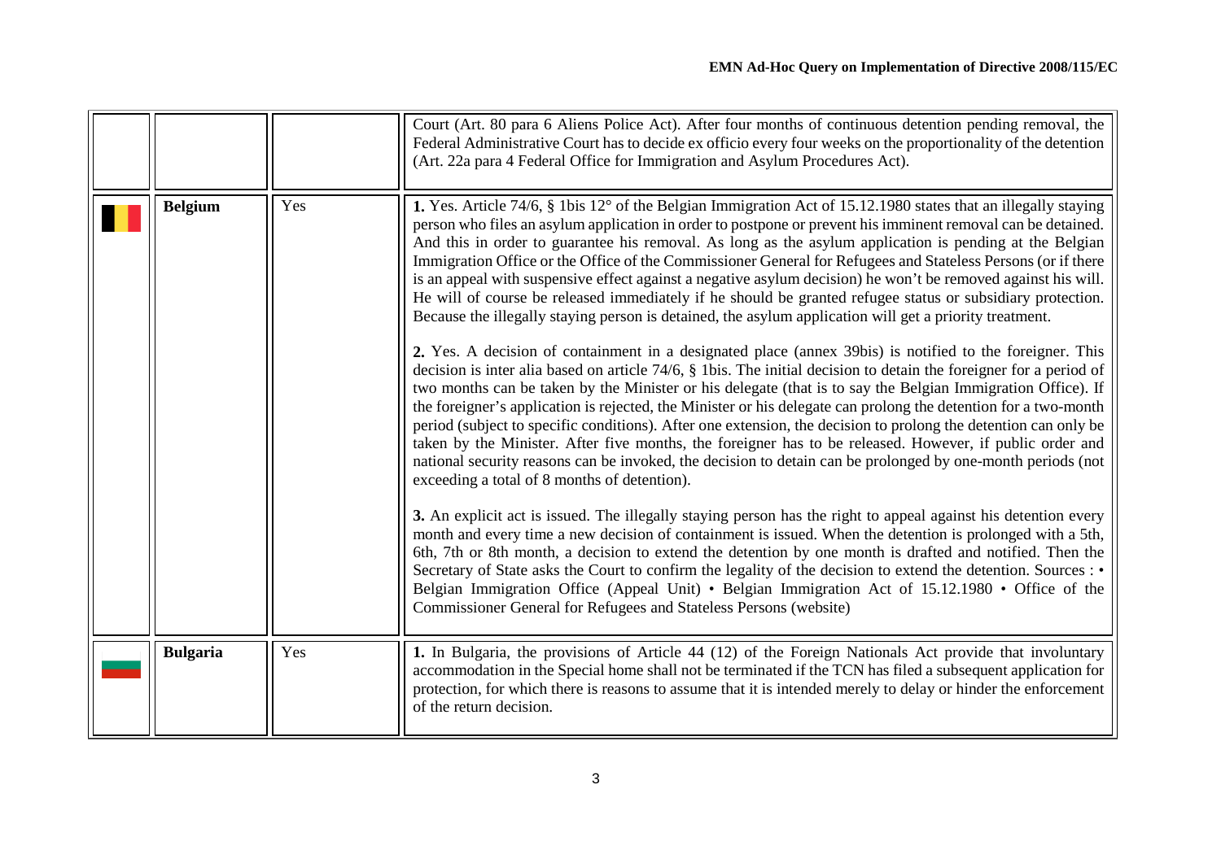| | | | |
|---|---|---|---|
| | | | Court (Art. 80 para 6 Aliens Police Act). After four months of continuous detention pending removal, the Federal Administrative Court has to decide ex officio every four weeks on the proportionality of the detention (Art. 22a para 4 Federal Office for Immigration and Asylum Procedures Act). |
| | **Belgium** | Yes | **1.** Yes. Article 74/6, § 1bis 12° of the Belgian Immigration Act of 15.12.1980 states that an illegally staying person who files an asylum application in order to postpone or prevent his imminent removal can be detained. And this in order to guarantee his removal. As long as the asylum application is pending at the Belgian Immigration Office or the Office of the Commissioner General for Refugees and Stateless Persons (or if there is an appeal with suspensive effect against a negative asylum decision) he won't be removed against his will. He will of course be released immediately if he should be granted refugee status or subsidiary protection. Because the illegally staying person is detained, the asylum application will get a priority treatment.<br><br>**2.** Yes. A decision of containment in a designated place (annex 39bis) is notified to the foreigner. This decision is inter alia based on article 74/6, § 1bis. The initial decision to detain the foreigner for a period of two months can be taken by the Minister or his delegate (that is to say the Belgian Immigration Office). If the foreigner's application is rejected, the Minister or his delegate can prolong the detention for a two-month period (subject to specific conditions). After one extension, the decision to prolong the detention can only be taken by the Minister. After five months, the foreigner has to be released. However, if public order and national security reasons can be invoked, the decision to detain can be prolonged by one-month periods (not exceeding a total of 8 months of detention).<br><br>**3.** An explicit act is issued. The illegally staying person has the right to appeal against his detention every month and every time a new decision of containment is issued. When the detention is prolonged with a 5th, 6th, 7th or 8th month, a decision to extend the detention by one month is drafted and notified. Then the Secretary of State asks the Court to confirm the legality of the decision to extend the detention. Sources : • Belgian Immigration Office (Appeal Unit) • Belgian Immigration Act of 15.12.1980 • Office of the Commissioner General for Refugees and Stateless Persons (website) |
| | **Bulgaria** | Yes | **1.** In Bulgaria, the provisions of Article 44 (12) of the Foreign Nationals Act provide that involuntary accommodation in the Special home shall not be terminated if the TCN has filed a subsequent application for protection, for which there is reasons to assume that it is intended merely to delay or hinder the enforcement of the return decision. |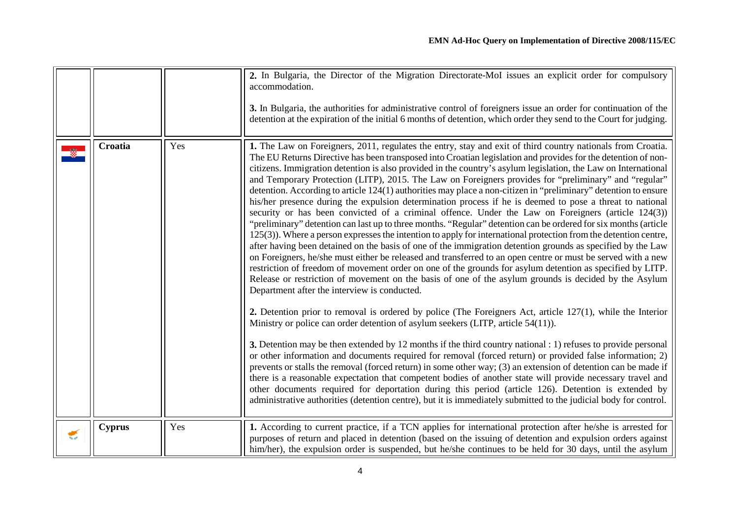| | | | |
|---|---|---|---|
| | | | **2.** In Bulgaria, the Director of the Migration Directorate-MoI issues an explicit order for compulsory accommodation.<br><br>**3.** In Bulgaria, the authorities for administrative control of foreigners issue an order for continuation of the detention at the expiration of the initial 6 months of detention, which order they send to the Court for judging. |
| | **Croatia** | Yes | **1.** The Law on Foreigners, 2011, regulates the entry, stay and exit of third country nationals from Croatia. The EU Returns Directive has been transposed into Croatian legislation and provides for the detention of non-citizens. Immigration detention is also provided in the country's asylum legislation, the Law on International and Temporary Protection (LITP), 2015. The Law on Foreigners provides for "preliminary" and "regular" detention. According to article 124(1) authorities may place a non-citizen in "preliminary" detention to ensure his/her presence during the expulsion determination process if he is deemed to pose a threat to national security or has been convicted of a criminal offence. Under the Law on Foreigners (article 124(3)) "preliminary" detention can last up to three months. "Regular" detention can be ordered for six months (article 125(3)). Where a person expresses the intention to apply for international protection from the detention centre, after having been detained on the basis of one of the immigration detention grounds as specified by the Law on Foreigners, he/she must either be released and transferred to an open centre or must be served with a new restriction of freedom of movement order on one of the grounds for asylum detention as specified by LITP. Release or restriction of movement on the basis of one of the asylum grounds is decided by the Asylum Department after the interview is conducted.<br><br>**2.** Detention prior to removal is ordered by police (The Foreigners Act, article 127(1), while the Interior Ministry or police can order detention of asylum seekers (LITP, article 54(11)).<br><br>**3.** Detention may be then extended by 12 months if the third country national : 1) refuses to provide personal or other information and documents required for removal (forced return) or provided false information; 2) prevents or stalls the removal (forced return) in some other way; (3) an extension of detention can be made if there is a reasonable expectation that competent bodies of another state will provide necessary travel and other documents required for deportation during this period (article 126). Detention is extended by administrative authorities (detention centre), but it is immediately submitted to the judicial body for control. |
| | **Cyprus** | Yes | **1.** According to current practice, if a TCN applies for international protection after he/she is arrested for purposes of return and placed in detention (based on the issuing of detention and expulsion orders against him/her), the expulsion order is suspended, but he/she continues to be held for 30 days, until the asylum |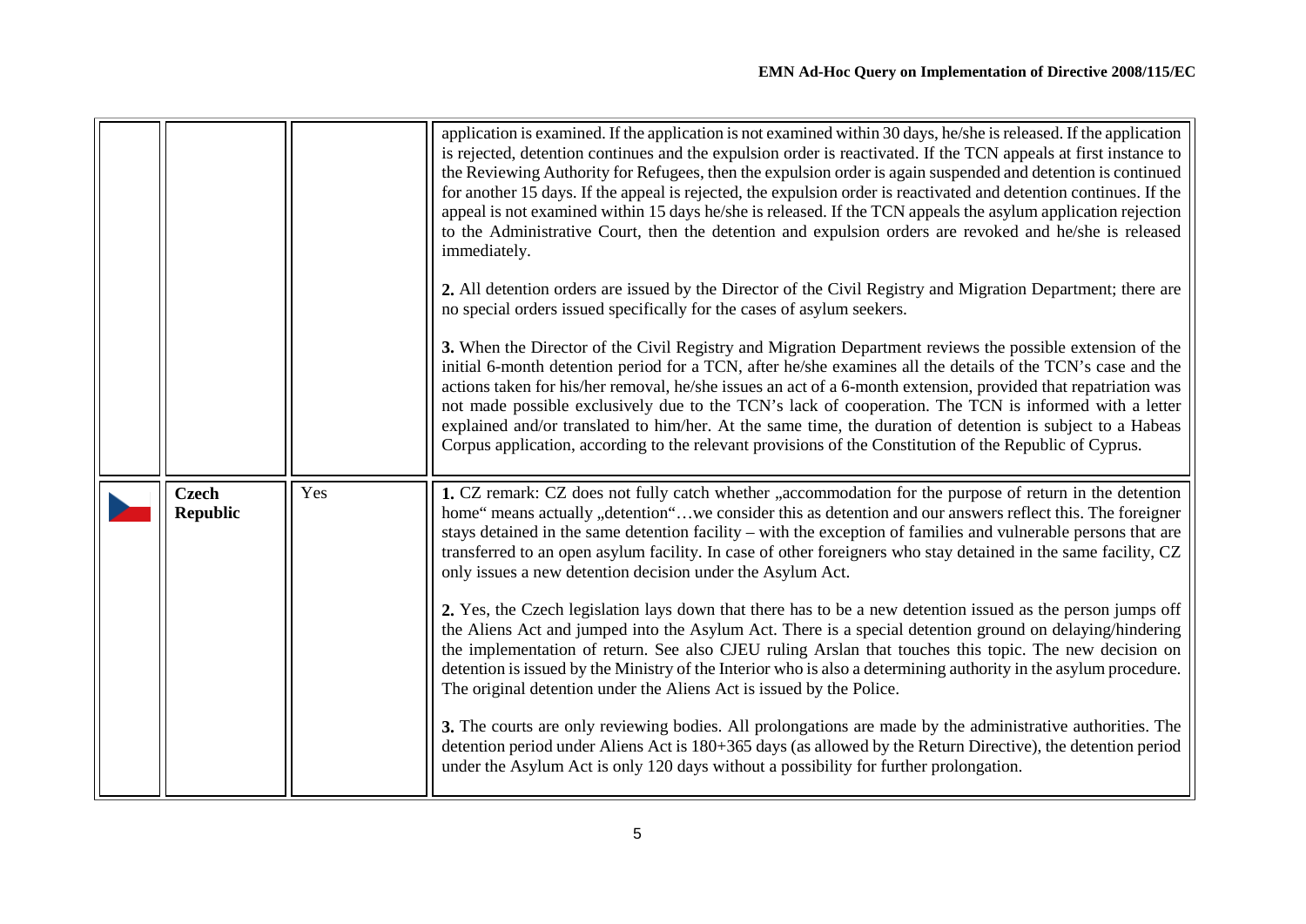| | | | |
|---|---|---|---|
| | | | application is examined. If the application is not examined within 30 days, he/she is released. If the application is rejected, detention continues and the expulsion order is reactivated. If the TCN appeals at first instance to the Reviewing Authority for Refugees, then the expulsion order is again suspended and detention is continued for another 15 days. If the appeal is rejected, the expulsion order is reactivated and detention continues. If the appeal is not examined within 15 days he/she is released. If the TCN appeals the asylum application rejection to the Administrative Court, then the detention and expulsion orders are revoked and he/she is released immediately.<br><br>**2.** All detention orders are issued by the Director of the Civil Registry and Migration Department; there are no special orders issued specifically for the cases of asylum seekers.<br><br>**3.** When the Director of the Civil Registry and Migration Department reviews the possible extension of the initial 6-month detention period for a TCN, after he/she examines all the details of the TCN's case and the actions taken for his/her removal, he/she issues an act of a 6-month extension, provided that repatriation was not made possible exclusively due to the TCN's lack of cooperation. The TCN is informed with a letter explained and/or translated to him/her. At the same time, the duration of detention is subject to a Habeas Corpus application, according to the relevant provisions of the Constitution of the Republic of Cyprus. |
| | **Czech Republic** | Yes | **1.** CZ remark: CZ does not fully catch whether „accommodation for the purpose of return in the detention home" means actually „detention"…we consider this as detention and our answers reflect this. The foreigner stays detained in the same detention facility – with the exception of families and vulnerable persons that are transferred to an open asylum facility. In case of other foreigners who stay detained in the same facility, CZ only issues a new detention decision under the Asylum Act.<br><br>**2.** Yes, the Czech legislation lays down that there has to be a new detention issued as the person jumps off the Aliens Act and jumped into the Asylum Act. There is a special detention ground on delaying/hindering the implementation of return. See also CJEU ruling Arslan that touches this topic. The new decision on detention is issued by the Ministry of the Interior who is also a determining authority in the asylum procedure. The original detention under the Aliens Act is issued by the Police.<br><br>**3.** The courts are only reviewing bodies. All prolongations are made by the administrative authorities. The detention period under Aliens Act is 180+365 days (as allowed by the Return Directive), the detention period under the Asylum Act is only 120 days without a possibility for further prolongation. |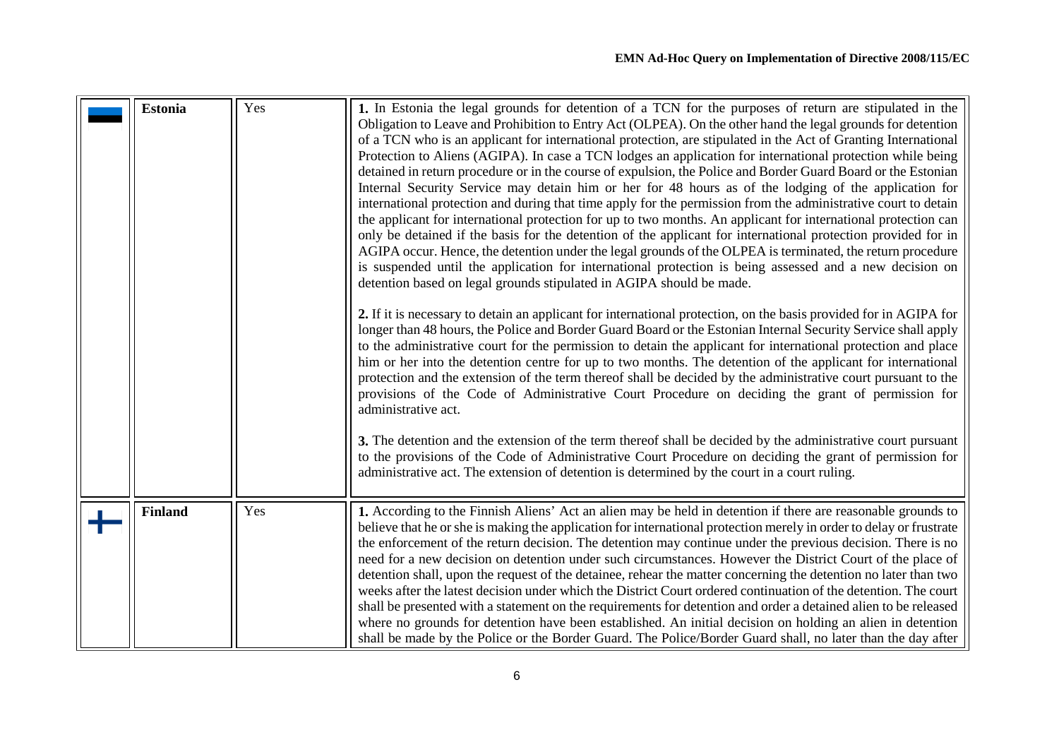| | | | |
|---|---|---|---|
| | **Estonia** | Yes | **1.** In Estonia the legal grounds for detention of a TCN for the purposes of return are stipulated in the Obligation to Leave and Prohibition to Entry Act (OLPEA). On the other hand the legal grounds for detention of a TCN who is an applicant for international protection, are stipulated in the Act of Granting International Protection to Aliens (AGIPA). In case a TCN lodges an application for international protection while being detained in return procedure or in the course of expulsion, the Police and Border Guard Board or the Estonian Internal Security Service may detain him or her for 48 hours as of the lodging of the application for international protection and during that time apply for the permission from the administrative court to detain the applicant for international protection for up to two months. An applicant for international protection can only be detained if the basis for the detention of the applicant for international protection provided for in AGIPA occur. Hence, the detention under the legal grounds of the OLPEA is terminated, the return procedure is suspended until the application for international protection is being assessed and a new decision on detention based on legal grounds stipulated in AGIPA should be made.<br><br>**2.** If it is necessary to detain an applicant for international protection, on the basis provided for in AGIPA for longer than 48 hours, the Police and Border Guard Board or the Estonian Internal Security Service shall apply to the administrative court for the permission to detain the applicant for international protection and place him or her into the detention centre for up to two months. The detention of the applicant for international protection and the extension of the term thereof shall be decided by the administrative court pursuant to the provisions of the Code of Administrative Court Procedure on deciding the grant of permission for administrative act.<br><br>**3.** The detention and the extension of the term thereof shall be decided by the administrative court pursuant to the provisions of the Code of Administrative Court Procedure on deciding the grant of permission for administrative act. The extension of detention is determined by the court in a court ruling. |
| | **Finland** | Yes | **1.** According to the Finnish Aliens' Act an alien may be held in detention if there are reasonable grounds to believe that he or she is making the application for international protection merely in order to delay or frustrate the enforcement of the return decision. The detention may continue under the previous decision. There is no need for a new decision on detention under such circumstances. However the District Court of the place of detention shall, upon the request of the detainee, rehear the matter concerning the detention no later than two weeks after the latest decision under which the District Court ordered continuation of the detention. The court shall be presented with a statement on the requirements for detention and order a detained alien to be released where no grounds for detention have been established. An initial decision on holding an alien in detention shall be made by the Police or the Border Guard. The Police/Border Guard shall, no later than the day after |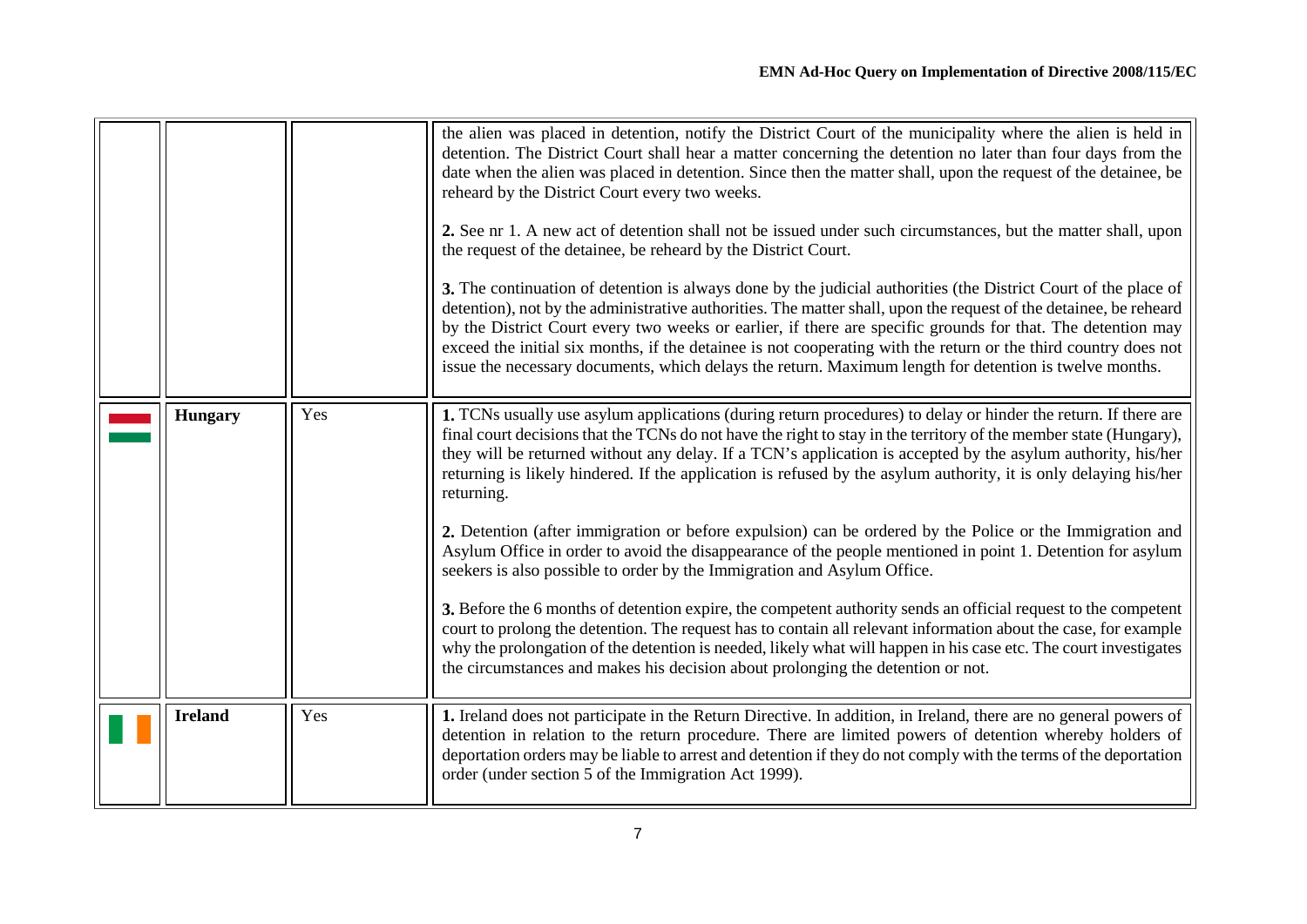| | | | |
|---|---|---|---|
| | | | the alien was placed in detention, notify the District Court of the municipality where the alien is held in detention. The District Court shall hear a matter concerning the detention no later than four days from the date when the alien was placed in detention. Since then the matter shall, upon the request of the detainee, be reheard by the District Court every two weeks.<br><br>**2.** See nr 1. A new act of detention shall not be issued under such circumstances, but the matter shall, upon the request of the detainee, be reheard by the District Court.<br><br>**3.** The continuation of detention is always done by the judicial authorities (the District Court of the place of detention), not by the administrative authorities. The matter shall, upon the request of the detainee, be reheard by the District Court every two weeks or earlier, if there are specific grounds for that. The detention may exceed the initial six months, if the detainee is not cooperating with the return or the third country does not issue the necessary documents, which delays the return. Maximum length for detention is twelve months. |
| | **Hungary** | Yes | **1.** TCNs usually use asylum applications (during return procedures) to delay or hinder the return. If there are final court decisions that the TCNs do not have the right to stay in the territory of the member state (Hungary), they will be returned without any delay. If a TCN's application is accepted by the asylum authority, his/her returning is likely hindered. If the application is refused by the asylum authority, it is only delaying his/her returning.<br><br>**2.** Detention (after immigration or before expulsion) can be ordered by the Police or the Immigration and Asylum Office in order to avoid the disappearance of the people mentioned in point 1. Detention for asylum seekers is also possible to order by the Immigration and Asylum Office.<br><br>**3.** Before the 6 months of detention expire, the competent authority sends an official request to the competent court to prolong the detention. The request has to contain all relevant information about the case, for example why the prolongation of the detention is needed, likely what will happen in his case etc. The court investigates the circumstances and makes his decision about prolonging the detention or not. |
| | **Ireland** | Yes | **1.** Ireland does not participate in the Return Directive. In addition, in Ireland, there are no general powers of detention in relation to the return procedure. There are limited powers of detention whereby holders of deportation orders may be liable to arrest and detention if they do not comply with the terms of the deportation order (under section 5 of the Immigration Act 1999). |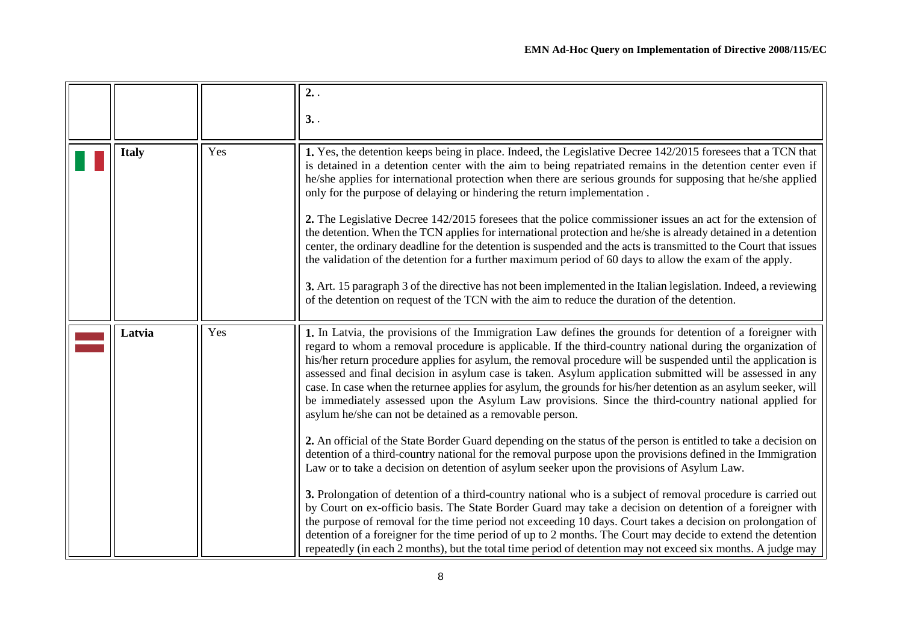|  |  |  |  |
|---|---|---|---|
|  |  |  | **2.** . <br><br> **3.** . |
|  | **Italy** | Yes | **1.** Yes, the detention keeps being in place. Indeed, the Legislative Decree 142/2015 foresees that a TCN that is detained in a detention center with the aim to being repatriated remains in the detention center even if he/she applies for international protection when there are serious grounds for supposing that he/she applied only for the purpose of delaying or hindering the return implementation . <br><br> **2.** The Legislative Decree 142/2015 foresees that the police commissioner issues an act for the extension of the detention. When the TCN applies for international protection and he/she is already detained in a detention center, the ordinary deadline for the detention is suspended and the acts is transmitted to the Court that issues the validation of the detention for a further maximum period of 60 days to allow the exam of the apply. <br><br> **3.** Art. 15 paragraph 3 of the directive has not been implemented in the Italian legislation. Indeed, a reviewing of the detention on request of the TCN with the aim to reduce the duration of the detention. |
|  | **Latvia** | Yes | **1.** In Latvia, the provisions of the Immigration Law defines the grounds for detention of a foreigner with regard to whom a removal procedure is applicable. If the third-country national during the organization of his/her return procedure applies for asylum, the removal procedure will be suspended until the application is assessed and final decision in asylum case is taken. Asylum application submitted will be assessed in any case. In case when the returnee applies for asylum, the grounds for his/her detention as an asylum seeker, will be immediately assessed upon the Asylum Law provisions. Since the third-country national applied for asylum he/she can not be detained as a removable person. <br><br> **2.** An official of the State Border Guard depending on the status of the person is entitled to take a decision on detention of a third-country national for the removal purpose upon the provisions defined in the Immigration Law or to take a decision on detention of asylum seeker upon the provisions of Asylum Law. <br><br> **3.** Prolongation of detention of a third-country national who is a subject of removal procedure is carried out by Court on ex-officio basis. The State Border Guard may take a decision on detention of a foreigner with the purpose of removal for the time period not exceeding 10 days. Court takes a decision on prolongation of detention of a foreigner for the time period of up to 2 months. The Court may decide to extend the detention repeatedly (in each 2 months), but the total time period of detention may not exceed six months. A judge may |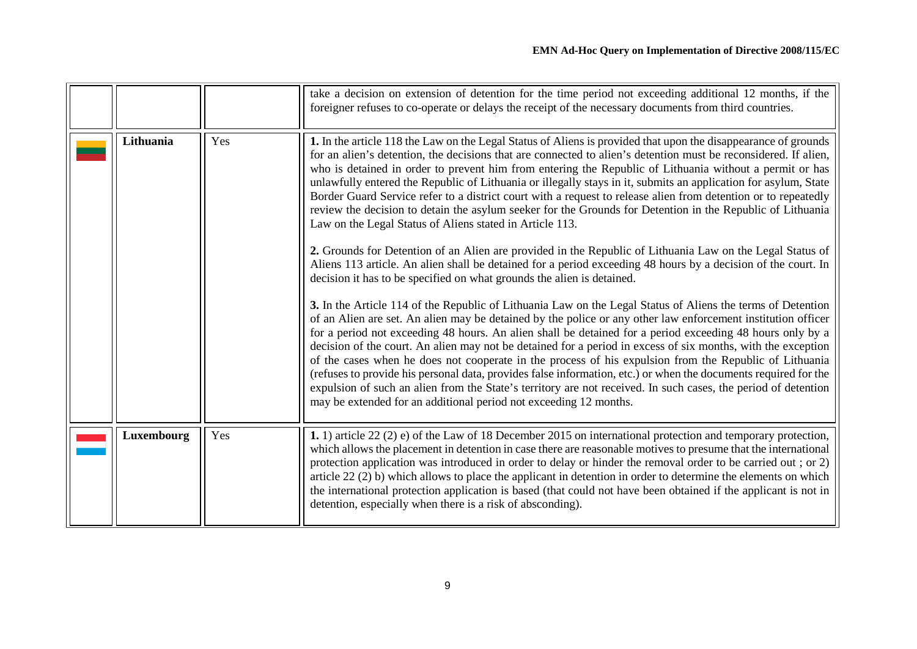| | | | |
|---|---|---|---|
| | | | take a decision on extension of detention for the time period not exceeding additional 12 months, if the foreigner refuses to co-operate or delays the receipt of the necessary documents from third countries. |
| | **Lithuania** | Yes | **1.** In the article 118 the Law on the Legal Status of Aliens is provided that upon the disappearance of grounds for an alien's detention, the decisions that are connected to alien's detention must be reconsidered. If alien, who is detained in order to prevent him from entering the Republic of Lithuania without a permit or has unlawfully entered the Republic of Lithuania or illegally stays in it, submits an application for asylum, State Border Guard Service refer to a district court with a request to release alien from detention or to repeatedly review the decision to detain the asylum seeker for the Grounds for Detention in the Republic of Lithuania Law on the Legal Status of Aliens stated in Article 113.<br><br>**2.** Grounds for Detention of an Alien are provided in the Republic of Lithuania Law on the Legal Status of Aliens 113 article. An alien shall be detained for a period exceeding 48 hours by a decision of the court. In decision it has to be specified on what grounds the alien is detained.<br><br>**3.** In the Article 114 of the Republic of Lithuania Law on the Legal Status of Aliens the terms of Detention of an Alien are set. An alien may be detained by the police or any other law enforcement institution officer for a period not exceeding 48 hours. An alien shall be detained for a period exceeding 48 hours only by a decision of the court. An alien may not be detained for a period in excess of six months, with the exception of the cases when he does not cooperate in the process of his expulsion from the Republic of Lithuania (refuses to provide his personal data, provides false information, etc.) or when the documents required for the expulsion of such an alien from the State's territory are not received. In such cases, the period of detention may be extended for an additional period not exceeding 12 months. |
| | **Luxembourg** | Yes | **1.** 1) article 22 (2) e) of the Law of 18 December 2015 on international protection and temporary protection, which allows the placement in detention in case there are reasonable motives to presume that the international protection application was introduced in order to delay or hinder the removal order to be carried out ; or 2) article 22 (2) b) which allows to place the applicant in detention in order to determine the elements on which the international protection application is based (that could not have been obtained if the applicant is not in detention, especially when there is a risk of absconding). |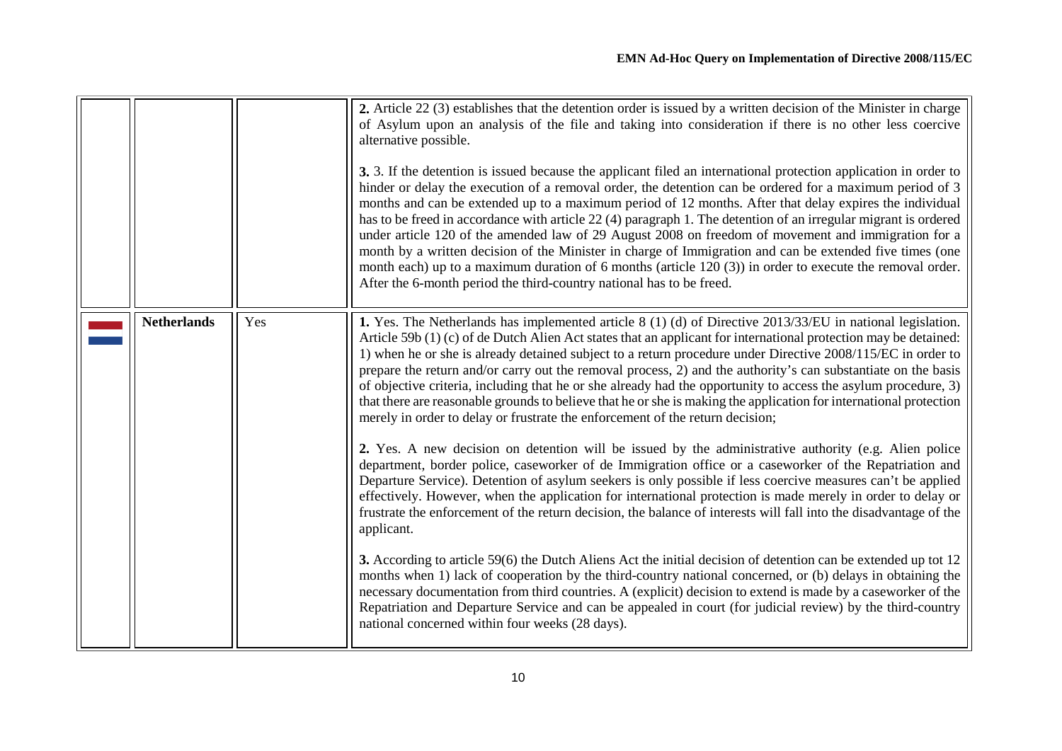| | | | |
|---|---|---|---|
| | | | **2.** Article 22 (3) establishes that the detention order is issued by a written decision of the Minister in charge of Asylum upon an analysis of the file and taking into consideration if there is no other less coercive alternative possible.<br><br>**3.** 3. If the detention is issued because the applicant filed an international protection application in order to hinder or delay the execution of a removal order, the detention can be ordered for a maximum period of 3 months and can be extended up to a maximum period of 12 months. After that delay expires the individual has to be freed in accordance with article 22 (4) paragraph 1. The detention of an irregular migrant is ordered under article 120 of the amended law of 29 August 2008 on freedom of movement and immigration for a month by a written decision of the Minister in charge of Immigration and can be extended five times (one month each) up to a maximum duration of 6 months (article 120 (3)) in order to execute the removal order. After the 6-month period the third-country national has to be freed. |
| | **Netherlands** | Yes | **1.** Yes. The Netherlands has implemented article 8 (1) (d) of Directive 2013/33/EU in national legislation. Article 59b (1) (c) of de Dutch Alien Act states that an applicant for international protection may be detained: 1) when he or she is already detained subject to a return procedure under Directive 2008/115/EC in order to prepare the return and/or carry out the removal process, 2) and the authority's can substantiate on the basis of objective criteria, including that he or she already had the opportunity to access the asylum procedure, 3) that there are reasonable grounds to believe that he or she is making the application for international protection merely in order to delay or frustrate the enforcement of the return decision;<br><br>**2.** Yes. A new decision on detention will be issued by the administrative authority (e.g. Alien police department, border police, caseworker of de Immigration office or a caseworker of the Repatriation and Departure Service). Detention of asylum seekers is only possible if less coercive measures can't be applied effectively. However, when the application for international protection is made merely in order to delay or frustrate the enforcement of the return decision, the balance of interests will fall into the disadvantage of the applicant.<br><br>**3.** According to article 59(6) the Dutch Aliens Act the initial decision of detention can be extended up tot 12 months when 1) lack of cooperation by the third-country national concerned, or (b) delays in obtaining the necessary documentation from third countries. A (explicit) decision to extend is made by a caseworker of the Repatriation and Departure Service and can be appealed in court (for judicial review) by the third-country national concerned within four weeks (28 days). |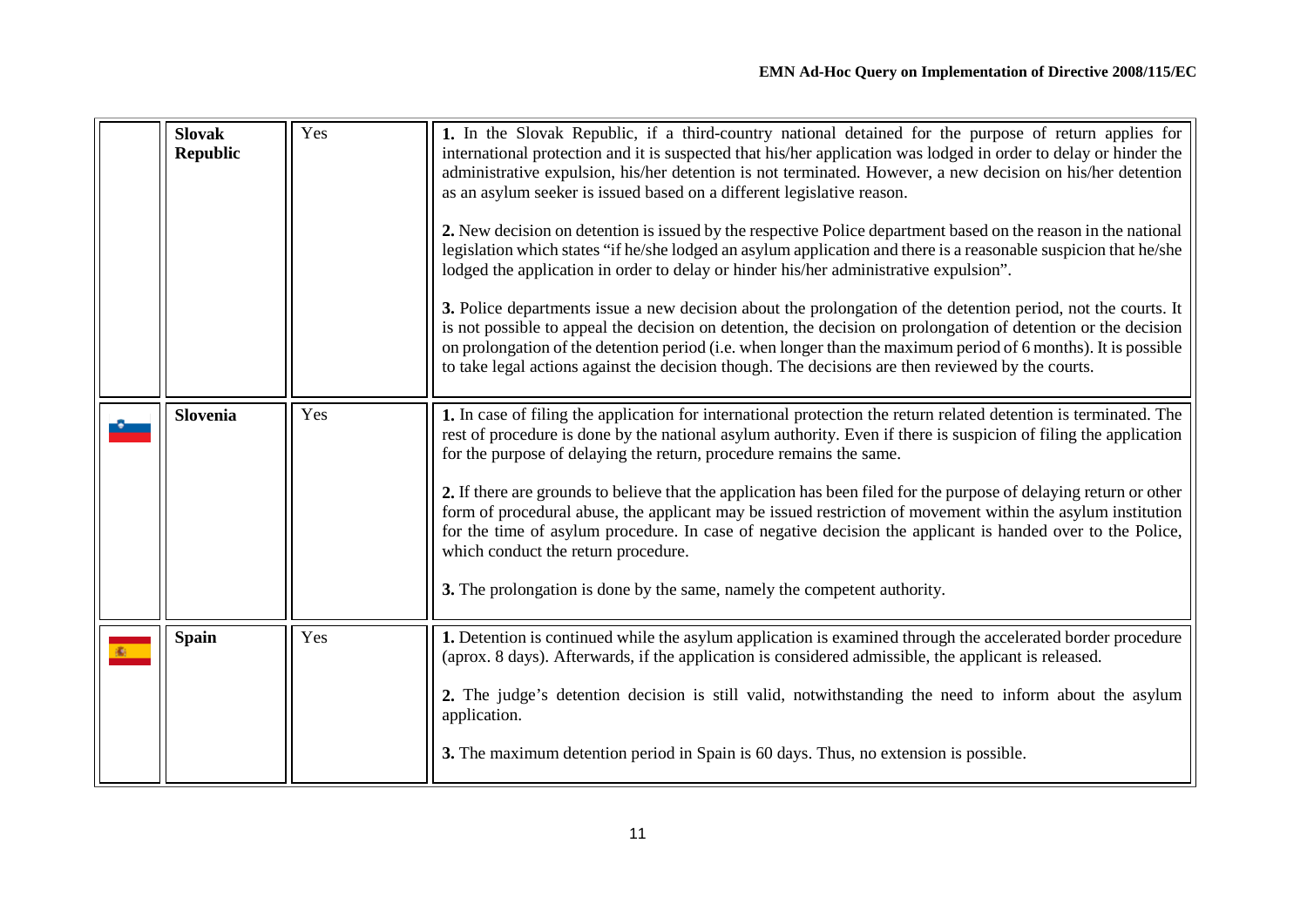| | | | |
|---|---|---|---|
| | **Slovak Republic** | Yes | **1.** In the Slovak Republic, if a third-country national detained for the purpose of return applies for international protection and it is suspected that his/her application was lodged in order to delay or hinder the administrative expulsion, his/her detention is not terminated. However, a new decision on his/her detention as an asylum seeker is issued based on a different legislative reason.<br><br>**2.** New decision on detention is issued by the respective Police department based on the reason in the national legislation which states "if he/she lodged an asylum application and there is a reasonable suspicion that he/she lodged the application in order to delay or hinder his/her administrative expulsion".<br><br>**3.** Police departments issue a new decision about the prolongation of the detention period, not the courts. It is not possible to appeal the decision on detention, the decision on prolongation of detention or the decision on prolongation of the detention period (i.e. when longer than the maximum period of 6 months). It is possible to take legal actions against the decision though. The decisions are then reviewed by the courts. |
| | **Slovenia** | Yes | **1.** In case of filing the application for international protection the return related detention is terminated. The rest of procedure is done by the national asylum authority. Even if there is suspicion of filing the application for the purpose of delaying the return, procedure remains the same.<br><br>**2.** If there are grounds to believe that the application has been filed for the purpose of delaying return or other form of procedural abuse, the applicant may be issued restriction of movement within the asylum institution for the time of asylum procedure. In case of negative decision the applicant is handed over to the Police, which conduct the return procedure.<br><br>**3.** The prolongation is done by the same, namely the competent authority. |
| | **Spain** | Yes | **1.** Detention is continued while the asylum application is examined through the accelerated border procedure (aprox. 8 days). Afterwards, if the application is considered admissible, the applicant is released.<br><br>**2.** The judge's detention decision is still valid, notwithstanding the need to inform about the asylum application.<br><br>**3.** The maximum detention period in Spain is 60 days. Thus, no extension is possible. |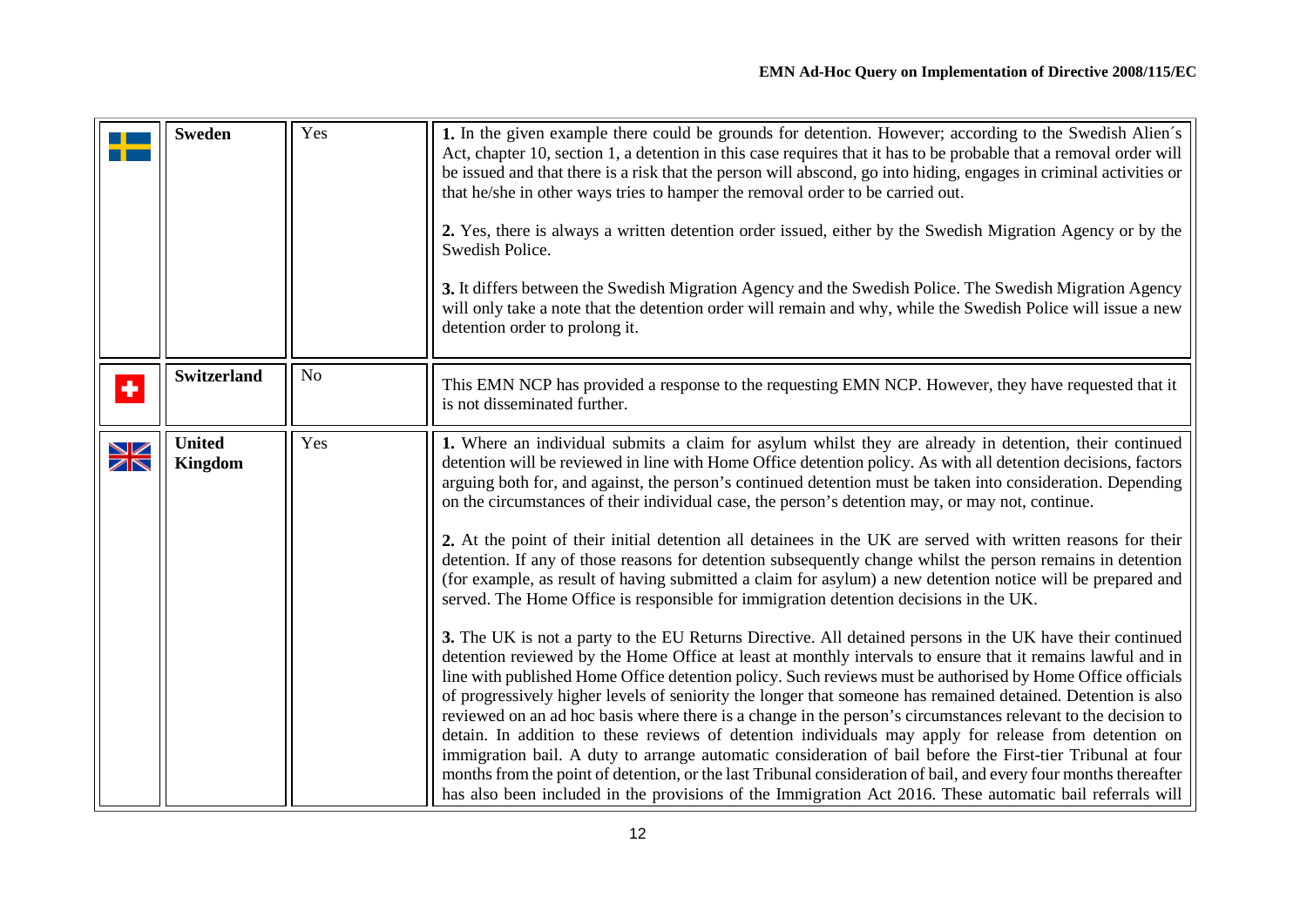| | Sweden | Yes | **1.** In the given example there could be grounds for detention. However; according to the Swedish Alien´s Act, chapter 10, section 1, a detention in this case requires that it has to be probable that a removal order will be issued and that there is a risk that the person will abscond, go into hiding, engages in criminal activities or that he/she in other ways tries to hamper the removal order to be carried out.<br><br>**2.** Yes, there is always a written detention order issued, either by the Swedish Migration Agency or by the Swedish Police.<br><br>**3.** It differs between the Swedish Migration Agency and the Swedish Police. The Swedish Migration Agency will only take a note that the detention order will remain and why, while the Swedish Police will issue a new detention order to prolong it. |
|---|---|---|---|
| | **Switzerland** | No | This EMN NCP has provided a response to the requesting EMN NCP. However, they have requested that it is not disseminated further. |
| | **United Kingdom** | Yes | **1.** Where an individual submits a claim for asylum whilst they are already in detention, their continued detention will be reviewed in line with Home Office detention policy. As with all detention decisions, factors arguing both for, and against, the person's continued detention must be taken into consideration. Depending on the circumstances of their individual case, the person's detention may, or may not, continue.<br><br>**2.** At the point of their initial detention all detainees in the UK are served with written reasons for their detention. If any of those reasons for detention subsequently change whilst the person remains in detention (for example, as result of having submitted a claim for asylum) a new detention notice will be prepared and served. The Home Office is responsible for immigration detention decisions in the UK.<br><br>**3.** The UK is not a party to the EU Returns Directive. All detained persons in the UK have their continued detention reviewed by the Home Office at least at monthly intervals to ensure that it remains lawful and in line with published Home Office detention policy. Such reviews must be authorised by Home Office officials of progressively higher levels of seniority the longer that someone has remained detained. Detention is also reviewed on an ad hoc basis where there is a change in the person's circumstances relevant to the decision to detain. In addition to these reviews of detention individuals may apply for release from detention on immigration bail. A duty to arrange automatic consideration of bail before the First-tier Tribunal at four months from the point of detention, or the last Tribunal consideration of bail, and every four months thereafter has also been included in the provisions of the Immigration Act 2016. These automatic bail referrals will |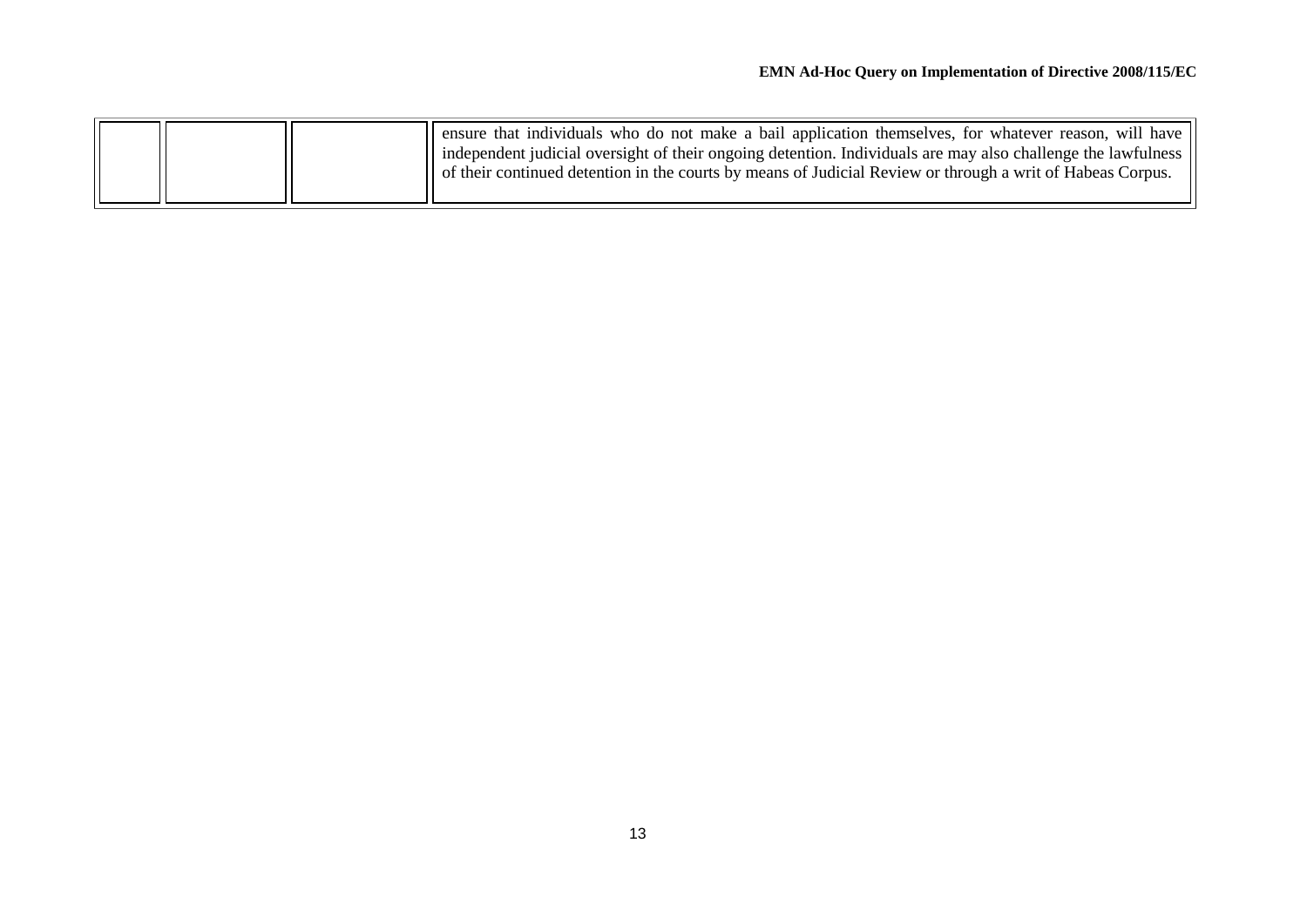| | | | |
|---|---|---|---|
| | | | ensure that individuals who do not make a bail application themselves, for whatever reason, will have independent judicial oversight of their ongoing detention. Individuals are may also challenge the lawfulness of their continued detention in the courts by means of Judicial Review or through a writ of Habeas Corpus. |